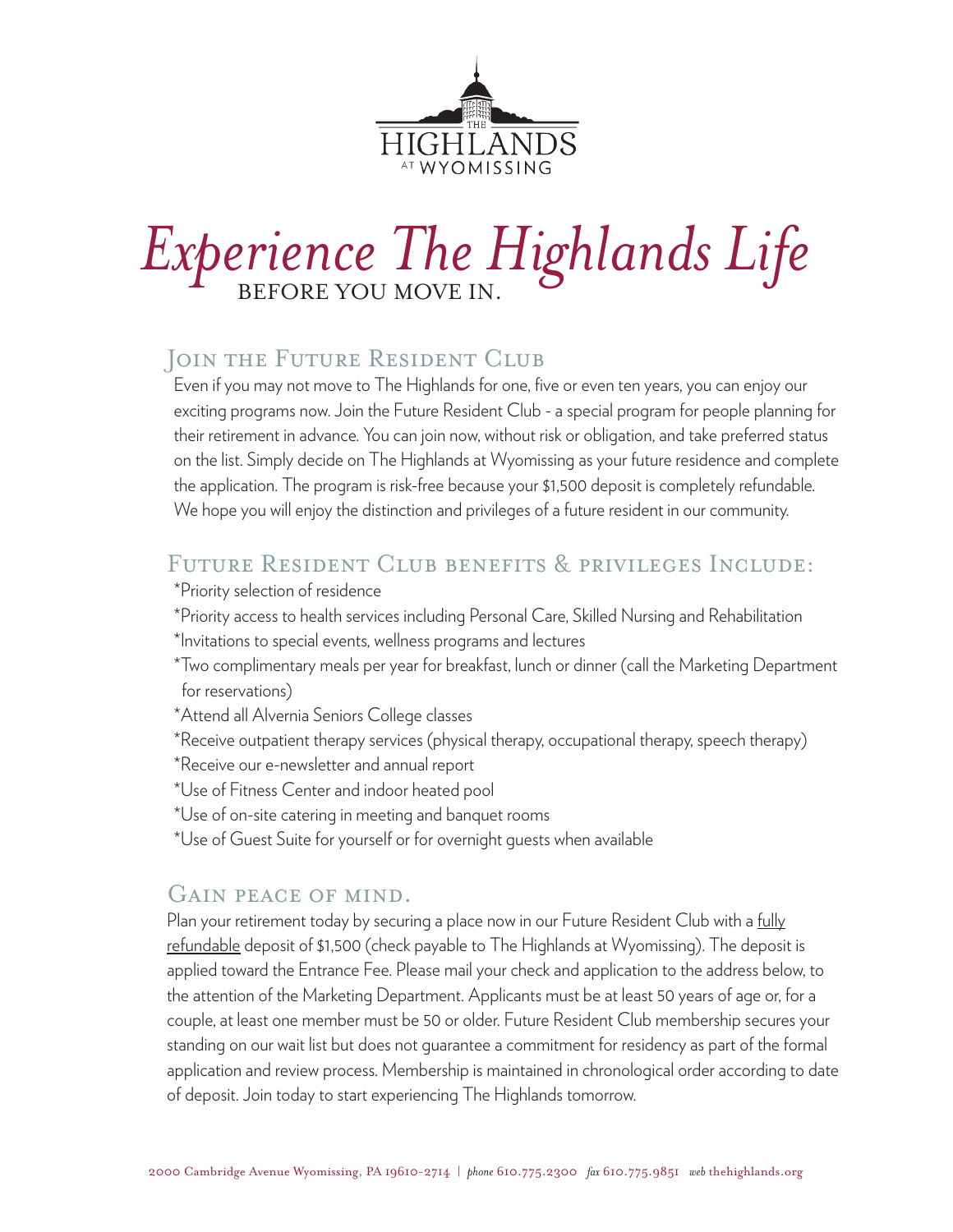THE HIGHLANDS AT WYOMISSING

# *Experience The Highlands Life* BEFORE YOU MOVE IN.

## Join the Future Resident Club

Even if you may not move to The Highlands for one, five or even ten years, you can enjoy our exciting programs now. Join the Future Resident Club - a special program for people planning for their retirement in advance. You can join now, without risk or obligation, and take preferred status on the list. Simply decide on The Highlands at Wyomissing as your future residence and complete the application. The program is risk-free because your $1,500 deposit is completely refundable. We hope you will enjoy the distinction and privileges of a future resident in our community.

## Future Resident Club benefits & privileges Include:

*Priority selection of residence
*Priority access to health services including Personal Care, Skilled Nursing and Rehabilitation
*Invitations to special events, wellness programs and lectures
*Two complimentary meals per year for breakfast, lunch or dinner (call the Marketing Department for reservations)
*Attend all Alvernia Seniors College classes
*Receive outpatient therapy services (physical therapy, occupational therapy, speech therapy)
*Receive our e-newsletter and annual report
*Use of Fitness Center and indoor heated pool
*Use of on-site catering in meeting and banquet rooms
*Use of Guest Suite for yourself or for overnight guests when available

## Gain peace of mind.

Plan your retirement today by securing a place now in our Future Resident Club with a fully refundable deposit of $1,500 (check payable to The Highlands at Wyomissing). The deposit is applied toward the Entrance Fee. Please mail your check and application to the address below, to the attention of the Marketing Department. Applicants must be at least 50 years of age or, for a couple, at least one member must be 50 or older. Future Resident Club membership secures your standing on our wait list but does not guarantee a commitment for residency as part of the formal application and review process. Membership is maintained in chronological order according to date of deposit. Join today to start experiencing The Highlands tomorrow.

2000 Cambridge Avenue Wyomissing, PA 19610-2714 | *phone* 610.775.2300 *fax* 610.775.9851 *web* thehighlands.org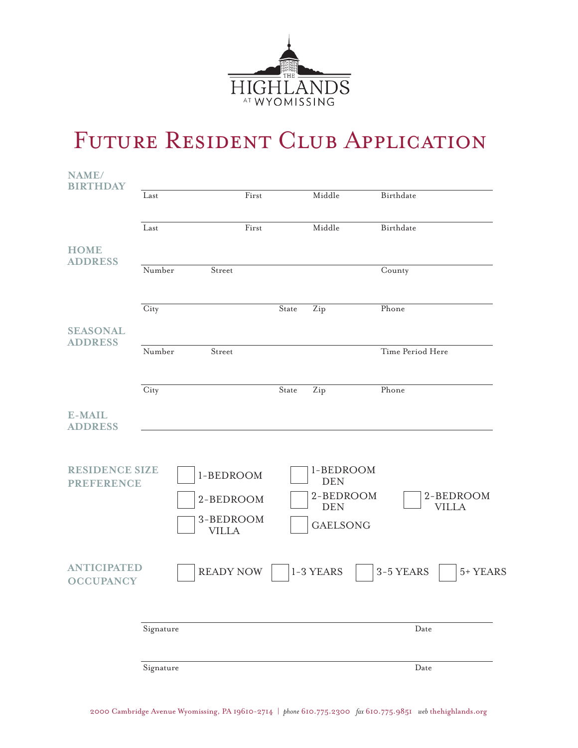THE HIGHLANDS AT WYOMISSING

# Future Resident Club Application

**NAME/ BIRTHDAY**

Last First Middle Birthdate

Last First Middle Birthdate

**HOME ADDRESS**

Number Street County

City State Zip Phone

**SEASONAL ADDRESS**

Number Street Time Period Here

City State Zip Phone

**E-MAIL ADDRESS**

**RESIDENCE SIZE PREFERENCE**

- ☐ 1-BEDROOM
- ☐ 1-BEDROOM DEN
- ☐ 2-BEDROOM
- ☐ 2-BEDROOM DEN
- ☐ 2-BEDROOM VILLA
- ☐ 3-BEDROOM VILLA
- ☐ GAELSONG

**ANTICIPATED OCCUPANCY**

- ☐ READY NOW
- ☐ 1-3 YEARS
- ☐ 3-5 YEARS
- ☐ 5+ YEARS

Signature Date

Signature Date

2000 Cambridge Avenue Wyomissing, PA 19610-2714 | *phone* 610.775.2300 *fax* 610.775.9851 *web* thehighlands.org